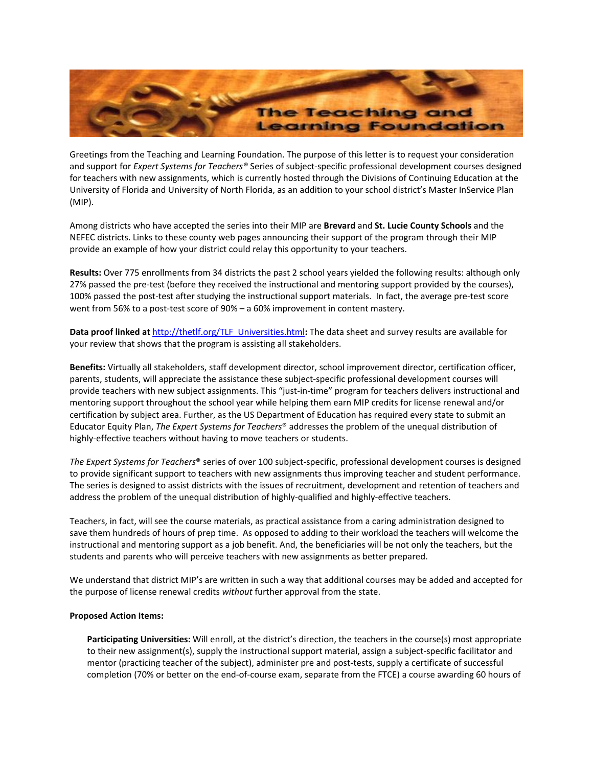# The Teaching and Learning Foundation

Greetings from the Teaching and Learning Foundation. The purpose of this letter is to request your consideration and support for *Expert Systems for Teachers®* Series of subject-specific professional development courses designed for teachers with new assignments, which is currently hosted through the Divisions of Continuing Education at the University of Florida and University of North Florida, as an addition to your school district's Master InService Plan (MIP).

Among districts who have accepted the series into their MIP are **Brevard** and **St. Lucie County Schools** and the NEFEC districts. Links to these county web pages announcing their support of the program through their MIP provide an example of how your district could relay this opportunity to your teachers.

**Results:** Over 775 enrollments from 34 districts the past 2 school years yielded the following results: although only 27% passed the pre-test (before they received the instructional and mentoring support provided by the courses), 100% passed the post-test after studying the instructional support materials. In fact, the average pre-test score went from 56% to a post-test score of 90% – a 60% improvement in content mastery.

**Data proof linked at** http://thetlf.org/TLF_Universities.html**:** The data sheet and survey results are available for your review that shows that the program is assisting all stakeholders.

**Benefits:** Virtually all stakeholders, staff development director, school improvement director, certification officer, parents, students, will appreciate the assistance these subject-specific professional development courses will provide teachers with new subject assignments. This "just-in-time" program for teachers delivers instructional and mentoring support throughout the school year while helping them earn MIP credits for license renewal and/or certification by subject area. Further, as the US Department of Education has required every state to submit an Educator Equity Plan, *The Expert Systems for Teachers®* addresses the problem of the unequal distribution of highly-effective teachers without having to move teachers or students.

*The Expert Systems for Teachers®* series of over 100 subject-specific, professional development courses is designed to provide significant support to teachers with new assignments thus improving teacher and student performance. The series is designed to assist districts with the issues of recruitment, development and retention of teachers and address the problem of the unequal distribution of highly-qualified and highly-effective teachers.

Teachers, in fact, will see the course materials, as practical assistance from a caring administration designed to save them hundreds of hours of prep time. As opposed to adding to their workload the teachers will welcome the instructional and mentoring support as a job benefit. And, the beneficiaries will be not only the teachers, but the students and parents who will perceive teachers with new assignments as better prepared.

We understand that district MIP's are written in such a way that additional courses may be added and accepted for the purpose of license renewal credits *without* further approval from the state.

**Proposed Action Items:**

**Participating Universities:** Will enroll, at the district's direction, the teachers in the course(s) most appropriate to their new assignment(s), supply the instructional support material, assign a subject-specific facilitator and mentor (practicing teacher of the subject), administer pre and post-tests, supply a certificate of successful completion (70% or better on the end-of-course exam, separate from the FTCE) a course awarding 60 hours of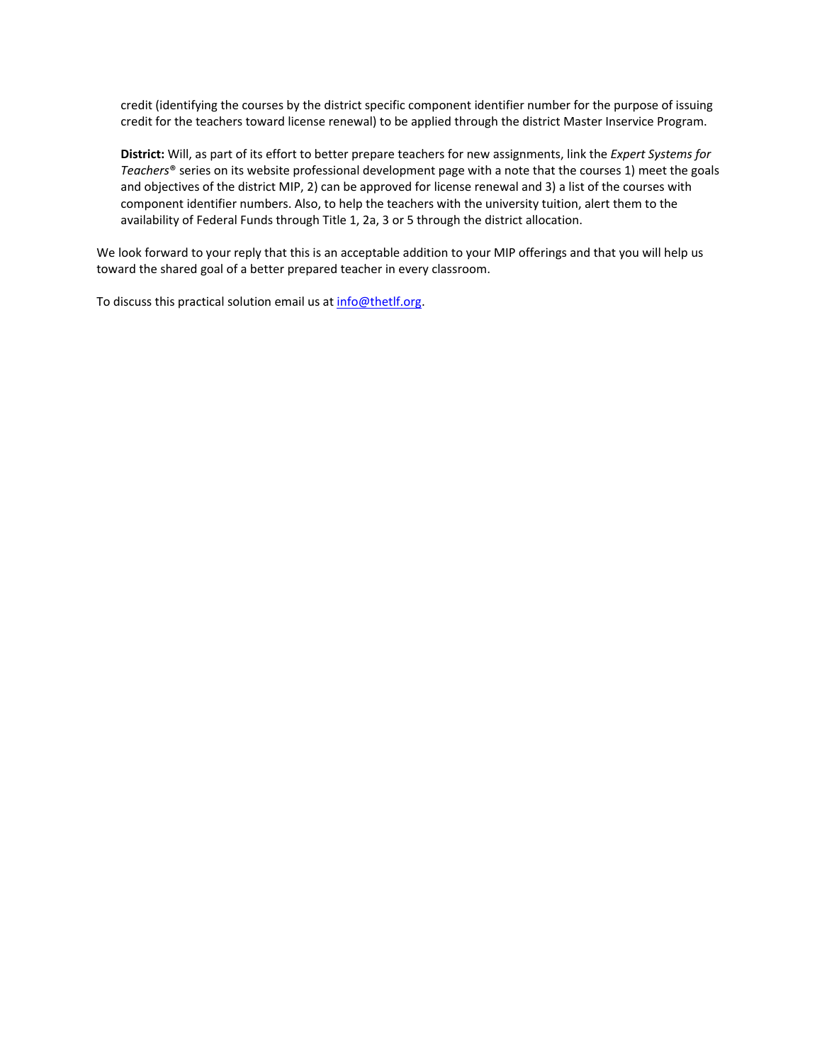credit (identifying the courses by the district specific component identifier number for the purpose of issuing credit for the teachers toward license renewal) to be applied through the district Master Inservice Program.

**District:** Will, as part of its effort to better prepare teachers for new assignments, link the *Expert Systems for Teachers®* series on its website professional development page with a note that the courses 1) meet the goals and objectives of the district MIP, 2) can be approved for license renewal and 3) a list of the courses with component identifier numbers. Also, to help the teachers with the university tuition, alert them to the availability of Federal Funds through Title 1, 2a, 3 or 5 through the district allocation.

We look forward to your reply that this is an acceptable addition to your MIP offerings and that you will help us toward the shared goal of a better prepared teacher in every classroom.

To discuss this practical solution email us at info@thetlf.org.